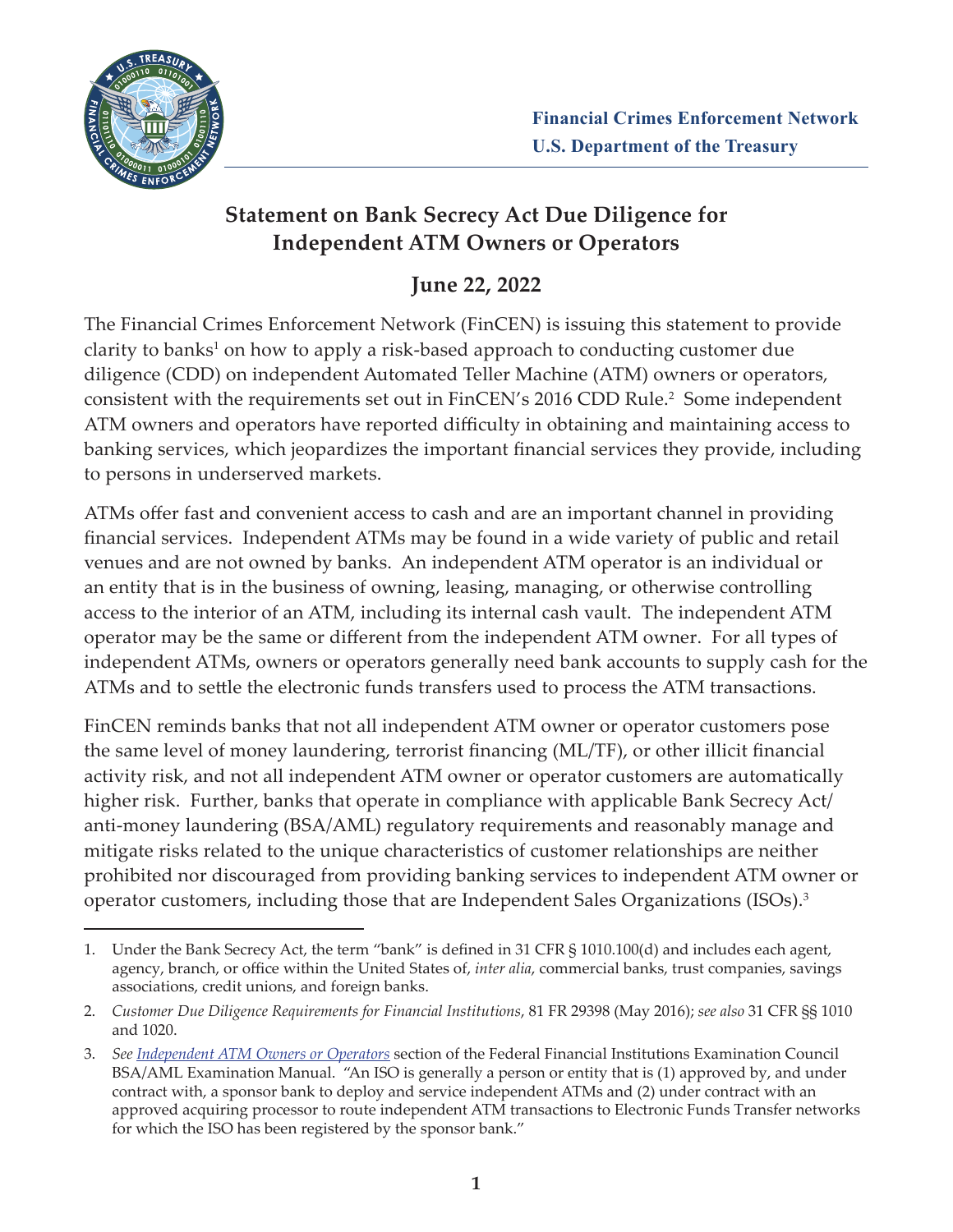Financial Crimes Enforcement Network
U.S. Department of the Treasury

# Statement on Bank Secrecy Act Due Diligence for Independent ATM Owners or Operators

## June 22, 2022

The Financial Crimes Enforcement Network (FinCEN) is issuing this statement to provide clarity to banks[1] on how to apply a risk-based approach to conducting customer due diligence (CDD) on independent Automated Teller Machine (ATM) owners or operators, consistent with the requirements set out in FinCEN's 2016 CDD Rule.[2] Some independent ATM owners and operators have reported difficulty in obtaining and maintaining access to banking services, which jeopardizes the important financial services they provide, including to persons in underserved markets.

ATMs offer fast and convenient access to cash and are an important channel in providing financial services. Independent ATMs may be found in a wide variety of public and retail venues and are not owned by banks. An independent ATM operator is an individual or an entity that is in the business of owning, leasing, managing, or otherwise controlling access to the interior of an ATM, including its internal cash vault. The independent ATM operator may be the same or different from the independent ATM owner. For all types of independent ATMs, owners or operators generally need bank accounts to supply cash for the ATMs and to settle the electronic funds transfers used to process the ATM transactions.

FinCEN reminds banks that not all independent ATM owner or operator customers pose the same level of money laundering, terrorist financing (ML/TF), or other illicit financial activity risk, and not all independent ATM owner or operator customers are automatically higher risk. Further, banks that operate in compliance with applicable Bank Secrecy Act/anti-money laundering (BSA/AML) regulatory requirements and reasonably manage and mitigate risks related to the unique characteristics of customer relationships are neither prohibited nor discouraged from providing banking services to independent ATM owner or operator customers, including those that are Independent Sales Organizations (ISOs).[3]

---

1. Under the Bank Secrecy Act, the term "bank" is defined in 31 CFR § 1010.100(d) and includes each agent, agency, branch, or office within the United States of, *inter alia*, commercial banks, trust companies, savings associations, credit unions, and foreign banks.

2. *Customer Due Diligence Requirements for Financial Institutions*, 81 FR 29398 (May 2016); *see also* 31 CFR §§ 1010 and 1020.

3. *See* *Independent ATM Owners or Operators* section of the Federal Financial Institutions Examination Council BSA/AML Examination Manual. "An ISO is generally a person or entity that is (1) approved by, and under contract with, a sponsor bank to deploy and service independent ATMs and (2) under contract with an approved acquiring processor to route independent ATM transactions to Electronic Funds Transfer networks for which the ISO has been registered by the sponsor bank."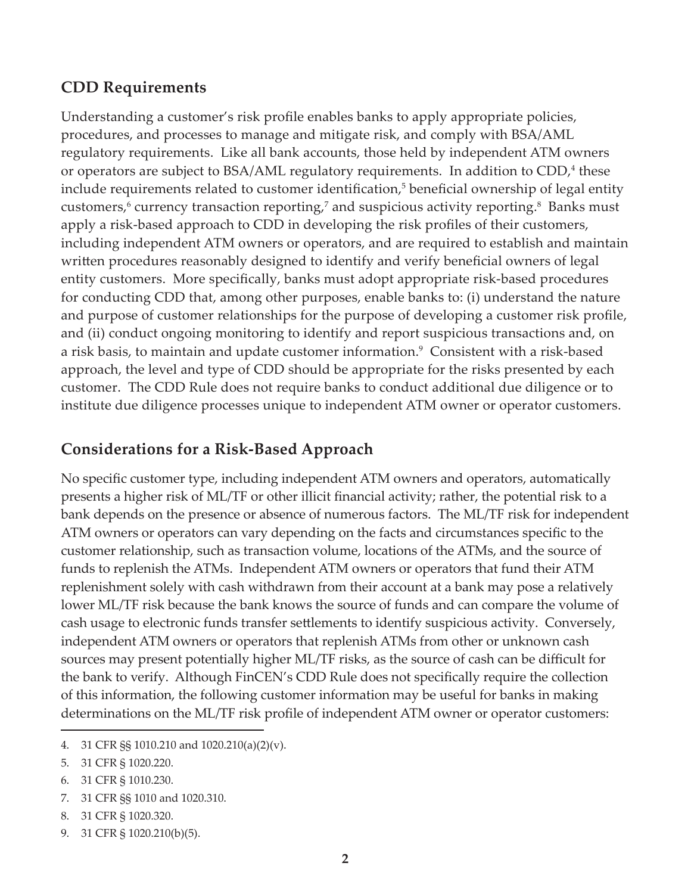## CDD Requirements

Understanding a customer's risk profile enables banks to apply appropriate policies, procedures, and processes to manage and mitigate risk, and comply with BSA/AML regulatory requirements. Like all bank accounts, those held by independent ATM owners or operators are subject to BSA/AML regulatory requirements. In addition to CDD,[4] these include requirements related to customer identification,[5] beneficial ownership of legal entity customers,[6] currency transaction reporting,[7] and suspicious activity reporting.[8] Banks must apply a risk-based approach to CDD in developing the risk profiles of their customers, including independent ATM owners or operators, and are required to establish and maintain written procedures reasonably designed to identify and verify beneficial owners of legal entity customers. More specifically, banks must adopt appropriate risk-based procedures for conducting CDD that, among other purposes, enable banks to: (i) understand the nature and purpose of customer relationships for the purpose of developing a customer risk profile, and (ii) conduct ongoing monitoring to identify and report suspicious transactions and, on a risk basis, to maintain and update customer information.[9] Consistent with a risk-based approach, the level and type of CDD should be appropriate for the risks presented by each customer. The CDD Rule does not require banks to conduct additional due diligence or to institute due diligence processes unique to independent ATM owner or operator customers.

## Considerations for a Risk-Based Approach

No specific customer type, including independent ATM owners and operators, automatically presents a higher risk of ML/TF or other illicit financial activity; rather, the potential risk to a bank depends on the presence or absence of numerous factors. The ML/TF risk for independent ATM owners or operators can vary depending on the facts and circumstances specific to the customer relationship, such as transaction volume, locations of the ATMs, and the source of funds to replenish the ATMs. Independent ATM owners or operators that fund their ATM replenishment solely with cash withdrawn from their account at a bank may pose a relatively lower ML/TF risk because the bank knows the source of funds and can compare the volume of cash usage to electronic funds transfer settlements to identify suspicious activity. Conversely, independent ATM owners or operators that replenish ATMs from other or unknown cash sources may present potentially higher ML/TF risks, as the source of cash can be difficult for the bank to verify. Although FinCEN's CDD Rule does not specifically require the collection of this information, the following customer information may be useful for banks in making determinations on the ML/TF risk profile of independent ATM owner or operator customers:

---

4. 31 CFR §§ 1010.210 and 1020.210(a)(2)(v).
5. 31 CFR § 1020.220.
6. 31 CFR § 1010.230.
7. 31 CFR §§ 1010 and 1020.310.
8. 31 CFR § 1020.320.
9. 31 CFR § 1020.210(b)(5).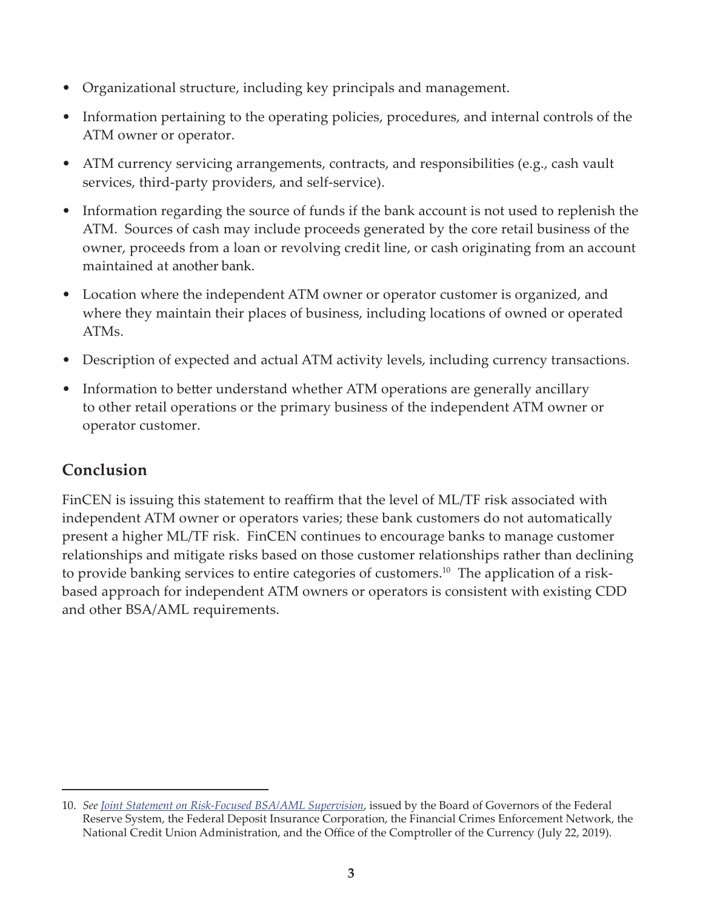- Organizational structure, including key principals and management.
- Information pertaining to the operating policies, procedures, and internal controls of the ATM owner or operator.
- ATM currency servicing arrangements, contracts, and responsibilities (e.g., cash vault services, third-party providers, and self-service).
- Information regarding the source of funds if the bank account is not used to replenish the ATM. Sources of cash may include proceeds generated by the core retail business of the owner, proceeds from a loan or revolving credit line, or cash originating from an account maintained at another bank.
- Location where the independent ATM owner or operator customer is organized, and where they maintain their places of business, including locations of owned or operated ATMs.
- Description of expected and actual ATM activity levels, including currency transactions.
- Information to better understand whether ATM operations are generally ancillary to other retail operations or the primary business of the independent ATM owner or operator customer.

## Conclusion

FinCEN is issuing this statement to reaffirm that the level of ML/TF risk associated with independent ATM owner or operators varies; these bank customers do not automatically present a higher ML/TF risk. FinCEN continues to encourage banks to manage customer relationships and mitigate risks based on those customer relationships rather than declining to provide banking services to entire categories of customers.[10] The application of a risk-based approach for independent ATM owners or operators is consistent with existing CDD and other BSA/AML requirements.

---

10. *See [Joint Statement on Risk-Focused BSA/AML Supervision](#)*, issued by the Board of Governors of the Federal Reserve System, the Federal Deposit Insurance Corporation, the Financial Crimes Enforcement Network, the National Credit Union Administration, and the Office of the Comptroller of the Currency (July 22, 2019).